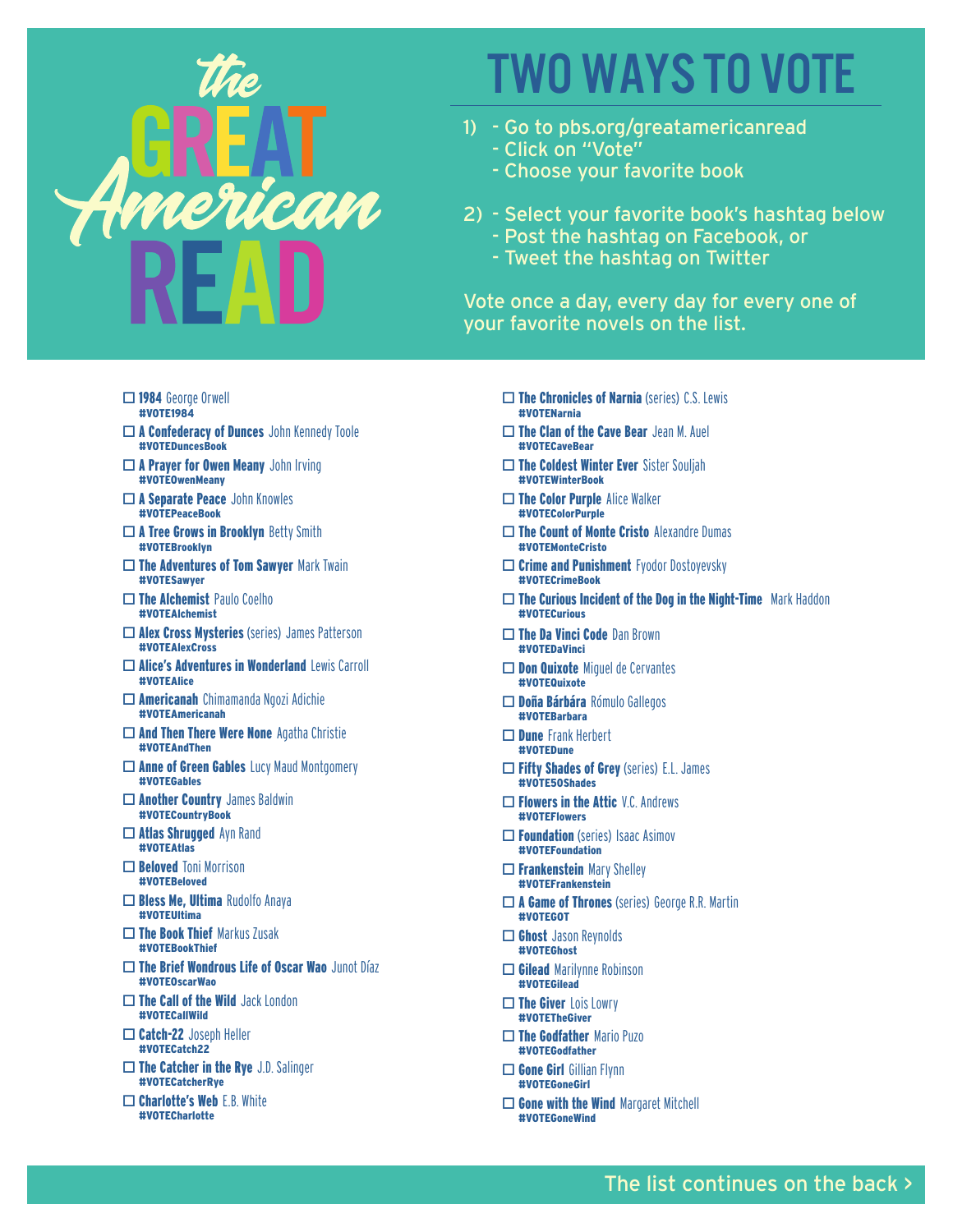# the GREAT American READ

## TWO WAYS TO VOTE

1) - Go to pbs.org/greatamericanread
   - Click on "Vote"
   - Choose your favorite book

2) - Select your favorite book's hashtag below
   - Post the hashtag on Facebook, or
   - Tweet the hashtag on Twitter

Vote once a day, every day for every one of your favorite novels on the list.

- ☐ **1984** George Orwell
  **#VOTE1984**
- ☐ **A Confederacy of Dunces** John Kennedy Toole
  **#VOTEDuncesBook**
- ☐ **A Prayer for Owen Meany** John Irving
  **#VOTEOwenMeany**
- ☐ **A Separate Peace** John Knowles
  **#VOTEPeaceBook**
- ☐ **A Tree Grows in Brooklyn** Betty Smith
  **#VOTEBrooklyn**
- ☐ **The Adventures of Tom Sawyer** Mark Twain
  **#VOTESawyer**
- ☐ **The Alchemist** Paulo Coelho
  **#VOTEAlchemist**
- ☐ **Alex Cross Mysteries** (series) James Patterson
  **#VOTEAlexCross**
- ☐ **Alice's Adventures in Wonderland** Lewis Carroll
  **#VOTEAlice**
- ☐ **Americanah** Chimamanda Ngozi Adichie
  **#VOTEAmericanah**
- ☐ **And Then There Were None** Agatha Christie
  **#VOTEAndThen**
- ☐ **Anne of Green Gables** Lucy Maud Montgomery
  **#VOTEGables**
- ☐ **Another Country** James Baldwin
  **#VOTECountryBook**
- ☐ **Atlas Shrugged** Ayn Rand
  **#VOTEAtlas**
- ☐ **Beloved** Toni Morrison
  **#VOTEBeloved**
- ☐ **Bless Me, Ultima** Rudolfo Anaya
  **#VOTEUltima**
- ☐ **The Book Thief** Markus Zusak
  **#VOTEBookThief**
- ☐ **The Brief Wondrous Life of Oscar Wao** Junot Díaz
  **#VOTEOscarWao**
- ☐ **The Call of the Wild** Jack London
  **#VOTECallWild**
- ☐ **Catch-22** Joseph Heller
  **#VOTECatch22**
- ☐ **The Catcher in the Rye** J.D. Salinger
  **#VOTECatcherRye**
- ☐ **Charlotte's Web** E.B. White
  **#VOTECharlotte**
- ☐ **The Chronicles of Narnia** (series) C.S. Lewis
  **#VOTENarnia**
- ☐ **The Clan of the Cave Bear** Jean M. Auel
  **#VOTECaveBear**
- ☐ **The Coldest Winter Ever** Sister Souljah
  **#VOTEWinterBook**
- ☐ **The Color Purple** Alice Walker
  **#VOTEColorPurple**
- ☐ **The Count of Monte Cristo** Alexandre Dumas
  **#VOTEMonteCristo**
- ☐ **Crime and Punishment** Fyodor Dostoyevsky
  **#VOTECrimeBook**
- ☐ **The Curious Incident of the Dog in the Night-Time** Mark Haddon
  **#VOTECurious**
- ☐ **The Da Vinci Code** Dan Brown
  **#VOTEDaVinci**
- ☐ **Don Quixote** Miguel de Cervantes
  **#VOTEQuixote**
- ☐ **Doña Bárbára** Rómulo Gallegos
  **#VOTEBarbara**
- ☐ **Dune** Frank Herbert
  **#VOTEDune**
- ☐ **Fifty Shades of Grey** (series) E.L. James
  **#VOTE50Shades**
- ☐ **Flowers in the Attic** V.C. Andrews
  **#VOTEFlowers**
- ☐ **Foundation** (series) Isaac Asimov
  **#VOTEFoundation**
- ☐ **Frankenstein** Mary Shelley
  **#VOTEFrankenstein**
- ☐ **A Game of Thrones** (series) George R.R. Martin
  **#VOTEGOT**
- ☐ **Ghost** Jason Reynolds
  **#VOTEGhost**
- ☐ **Gilead** Marilynne Robinson
  **#VOTEGilead**
- ☐ **The Giver** Lois Lowry
  **#VOTETheGiver**
- ☐ **The Godfather** Mario Puzo
  **#VOTEGodfather**
- ☐ **Gone Girl** Gillian Flynn
  **#VOTEGoneGirl**
- ☐ **Gone with the Wind** Margaret Mitchell
  **#VOTEGoneWind**

The list continues on the back >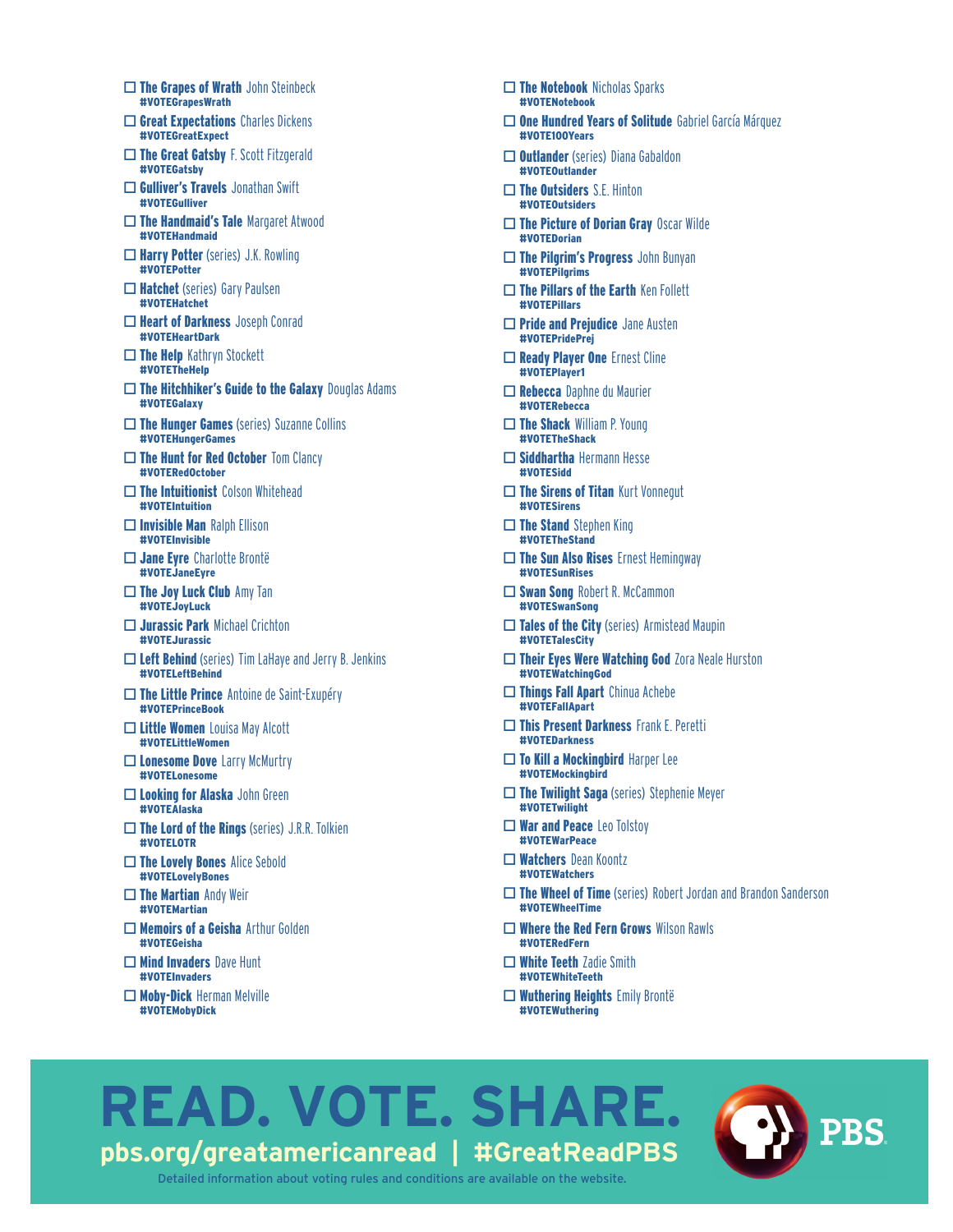- ☐ **The Grapes of Wrath** John Steinbeck
  **#VOTEGrapesWrath**
- ☐ **Great Expectations** Charles Dickens
  **#VOTEGreatExpect**
- ☐ **The Great Gatsby** F. Scott Fitzgerald
  **#VOTEGatsby**
- ☐ **Gulliver's Travels** Jonathan Swift
  **#VOTEGulliver**
- ☐ **The Handmaid's Tale** Margaret Atwood
  **#VOTEHandmaid**
- ☐ **Harry Potter** (series) J.K. Rowling
  **#VOTEPotter**
- ☐ **Hatchet** (series) Gary Paulsen
  **#VOTEHatchet**
- ☐ **Heart of Darkness** Joseph Conrad
  **#VOTEHeartDark**
- ☐ **The Help** Kathryn Stockett
  **#VOTETheHelp**
- ☐ **The Hitchhiker's Guide to the Galaxy** Douglas Adams
  **#VOTEGalaxy**
- ☐ **The Hunger Games** (series) Suzanne Collins
  **#VOTEHungerGames**
- ☐ **The Hunt for Red October** Tom Clancy
  **#VOTERedOctober**
- ☐ **The Intuitionist** Colson Whitehead
  **#VOTEIntuition**
- ☐ **Invisible Man** Ralph Ellison
  **#VOTEInvisible**
- ☐ **Jane Eyre** Charlotte Brontë
  **#VOTEJaneEyre**
- ☐ **The Joy Luck Club** Amy Tan
  **#VOTEJoyLuck**
- ☐ **Jurassic Park** Michael Crichton
  **#VOTEJurassic**
- ☐ **Left Behind** (series) Tim LaHaye and Jerry B. Jenkins
  **#VOTELeftBehind**
- ☐ **The Little Prince** Antoine de Saint-Exupéry
  **#VOTEPrinceBook**
- ☐ **Little Women** Louisa May Alcott
  **#VOTELittleWomen**
- ☐ **Lonesome Dove** Larry McMurtry
  **#VOTELonesome**
- ☐ **Looking for Alaska** John Green
  **#VOTEAlaska**
- ☐ **The Lord of the Rings** (series) J.R.R. Tolkien
  **#VOTELOTR**
- ☐ **The Lovely Bones** Alice Sebold
  **#VOTELovelyBones**
- ☐ **The Martian** Andy Weir
  **#VOTEMartian**
- ☐ **Memoirs of a Geisha** Arthur Golden
  **#VOTEGeisha**
- ☐ **Mind Invaders** Dave Hunt
  **#VOTEInvaders**
- ☐ **Moby-Dick** Herman Melville
  **#VOTEMobyDick**
- ☐ **The Notebook** Nicholas Sparks
  **#VOTENotebook**
- ☐ **One Hundred Years of Solitude** Gabriel García Márquez
  **#VOTE100Years**
- ☐ **Outlander** (series) Diana Gabaldon
  **#VOTEOutlander**
- ☐ **The Outsiders** S.E. Hinton
  **#VOTEOutsiders**
- ☐ **The Picture of Dorian Gray** Oscar Wilde
  **#VOTEDorian**
- ☐ **The Pilgrim's Progress** John Bunyan
  **#VOTEPilgrims**
- ☐ **The Pillars of the Earth** Ken Follett
  **#VOTEPillars**
- ☐ **Pride and Prejudice** Jane Austen
  **#VOTEPridePrej**
- ☐ **Ready Player One** Ernest Cline
  **#VOTEPlayer1**
- ☐ **Rebecca** Daphne du Maurier
  **#VOTERebecca**
- ☐ **The Shack** William P. Young
  **#VOTETheShack**
- ☐ **Siddhartha** Hermann Hesse
  **#VOTESidd**
- ☐ **The Sirens of Titan** Kurt Vonnegut
  **#VOTESirens**
- ☐ **The Stand** Stephen King
  **#VOTETheStand**
- ☐ **The Sun Also Rises** Ernest Hemingway
  **#VOTESunRises**
- ☐ **Swan Song** Robert R. McCammon
  **#VOTESwanSong**
- ☐ **Tales of the City** (series) Armistead Maupin
  **#VOTETalesCity**
- ☐ **Their Eyes Were Watching God** Zora Neale Hurston
  **#VOTEWatchingGod**
- ☐ **Things Fall Apart** Chinua Achebe
  **#VOTEFallApart**
- ☐ **This Present Darkness** Frank E. Peretti
  **#VOTEDarkness**
- ☐ **To Kill a Mockingbird** Harper Lee
  **#VOTEMockingbird**
- ☐ **The Twilight Saga** (series) Stephenie Meyer
  **#VOTETwilight**
- ☐ **War and Peace** Leo Tolstoy
  **#VOTEWarPeace**
- ☐ **Watchers** Dean Koontz
  **#VOTEWatchers**
- ☐ **The Wheel of Time** (series) Robert Jordan and Brandon Sanderson
  **#VOTEWheelTime**
- ☐ **Where the Red Fern Grows** Wilson Rawls
  **#VOTERedFern**
- ☐ **White Teeth** Zadie Smith
  **#VOTEWhiteTeeth**
- ☐ **Wuthering Heights** Emily Brontë
  **#VOTEWuthering**

# READ. VOTE. SHARE.

**pbs.org/greatamericanread | #GreatReadPBS**

Detailed information about voting rules and conditions are available on the website.

PBS